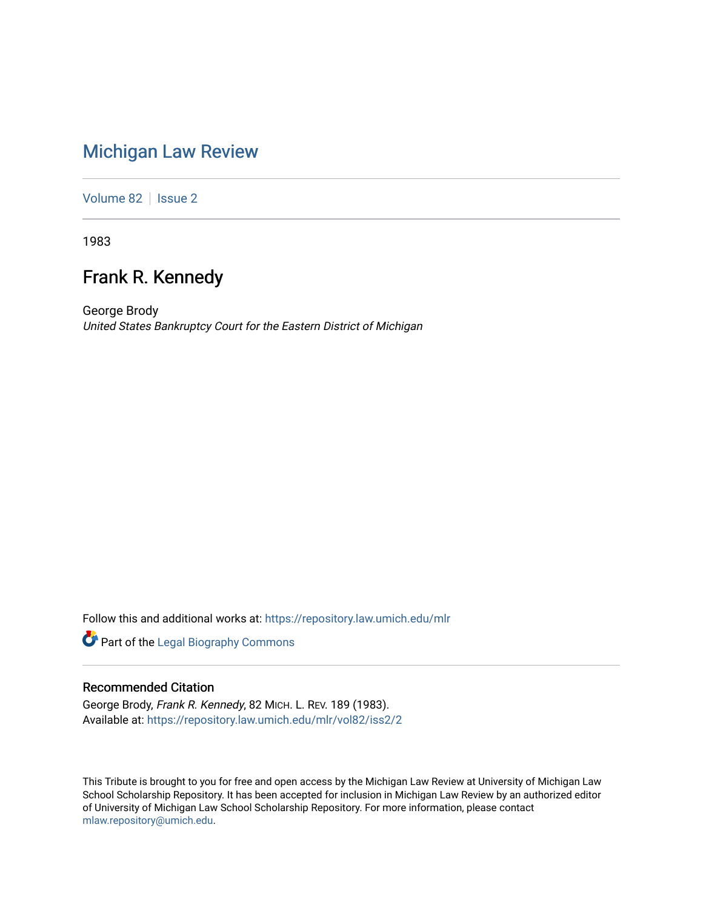# Michigan Law Review

Volume 82 | Issue 2

1983

## Frank R. Kennedy

George Brody
*United States Bankruptcy Court for the Eastern District of Michigan*

Follow this and additional works at: https://repository.law.umich.edu/mlr

Part of the Legal Biography Commons

### Recommended Citation

George Brody, *Frank R. Kennedy*, 82 MICH. L. REV. 189 (1983).
Available at: https://repository.law.umich.edu/mlr/vol82/iss2/2

This Tribute is brought to you for free and open access by the Michigan Law Review at University of Michigan Law School Scholarship Repository. It has been accepted for inclusion in Michigan Law Review by an authorized editor of University of Michigan Law School Scholarship Repository. For more information, please contact mlaw.repository@umich.edu.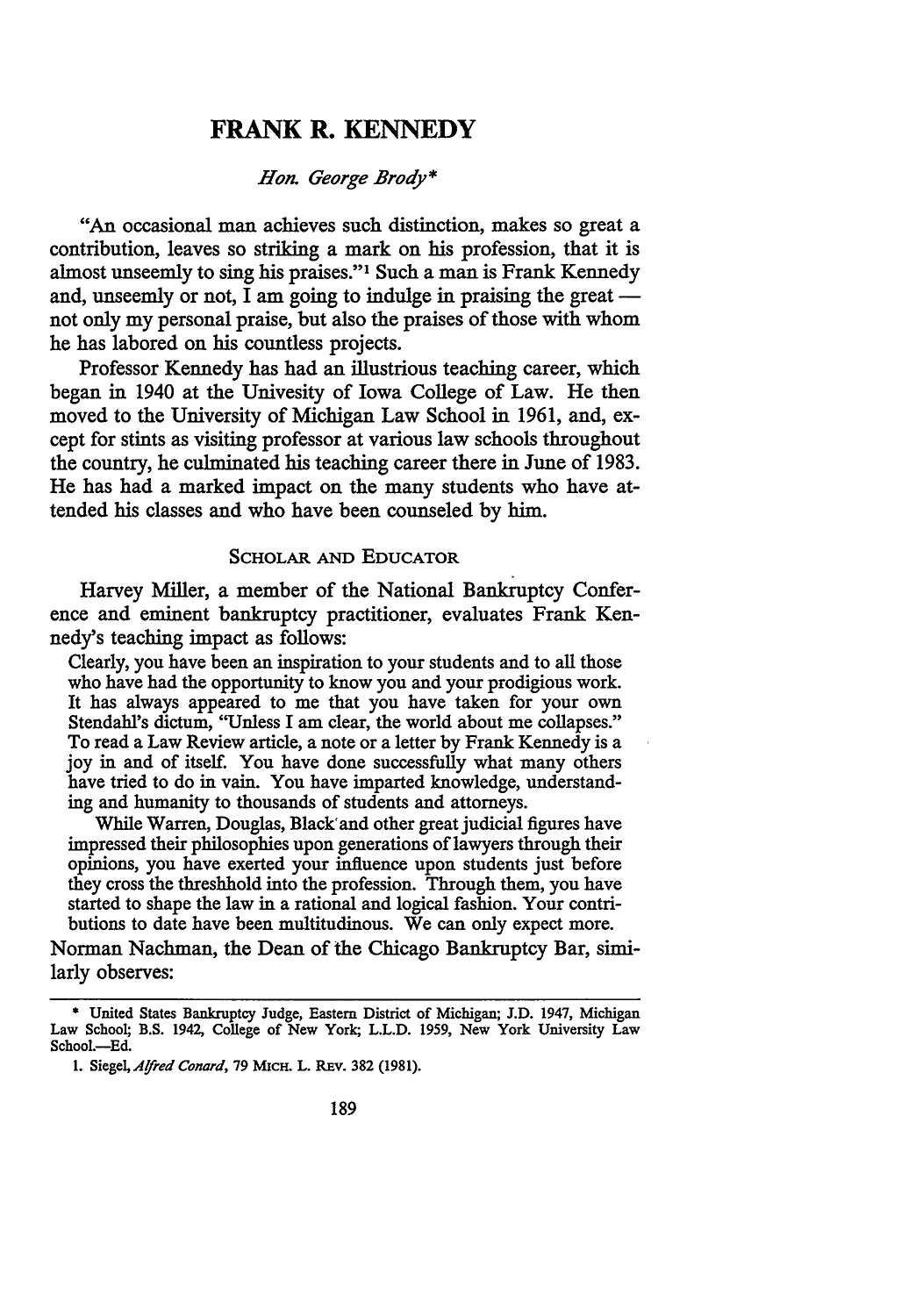# FRANK R. KENNEDY

*Hon. George Brody**

"An occasional man achieves such distinction, makes so great a contribution, leaves so striking a mark on his profession, that it is almost unseemly to sing his praises."[1] Such a man is Frank Kennedy and, unseemly or not, I am going to indulge in praising the great — not only my personal praise, but also the praises of those with whom he has labored on his countless projects.

Professor Kennedy has had an illustrious teaching career, which began in 1940 at the Univesity of Iowa College of Law. He then moved to the University of Michigan Law School in 1961, and, except for stints as visiting professor at various law schools throughout the country, he culminated his teaching career there in June of 1983. He has had a marked impact on the many students who have attended his classes and who have been counseled by him.

## SCHOLAR AND EDUCATOR

Harvey Miller, a member of the National Bankruptcy Conference and eminent bankruptcy practitioner, evaluates Frank Kennedy's teaching impact as follows:

> Clearly, you have been an inspiration to your students and to all those who have had the opportunity to know you and your prodigious work. It has always appeared to me that you have taken for your own Stendahl's dictum, "Unless I am clear, the world about me collapses." To read a Law Review article, a note or a letter by Frank Kennedy is a joy in and of itself. You have done successfully what many others have tried to do in vain. You have imparted knowledge, understanding and humanity to thousands of students and attorneys.
>
> While Warren, Douglas, Black and other great judicial figures have impressed their philosophies upon generations of lawyers through their opinions, you have exerted your influence upon students just before they cross the threshhold into the profession. Through them, you have started to shape the law in a rational and logical fashion. Your contributions to date have been multitudinous. We can only expect more.

Norman Nachman, the Dean of the Chicago Bankruptcy Bar, similarly observes:

---

\* United States Bankruptcy Judge, Eastern District of Michigan; J.D. 1947, Michigan Law School; B.S. 1942, College of New York; L.L.D. 1959, New York University Law School.—Ed.

1. Siegel, *Alfred Conard*, 79 MICH. L. REV. 382 (1981).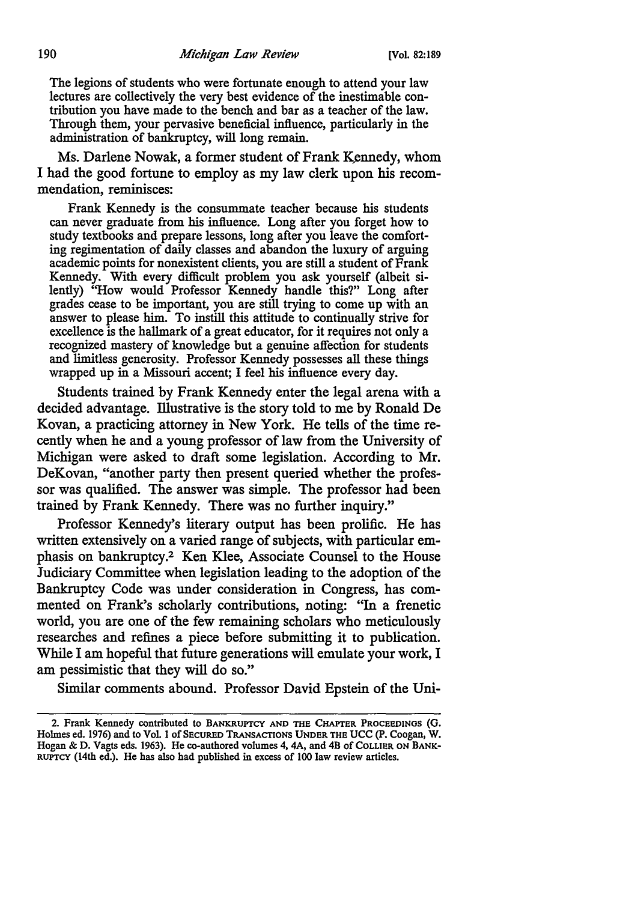The legions of students who were fortunate enough to attend your law lectures are collectively the very best evidence of the inestimable contribution you have made to the bench and bar as a teacher of the law. Through them, your pervasive beneficial influence, particularly in the administration of bankruptcy, will long remain.

Ms. Darlene Nowak, a former student of Frank Kennedy, whom I had the good fortune to employ as my law clerk upon his recommendation, reminisces:

> Frank Kennedy is the consummate teacher because his students can never graduate from his influence. Long after you forget how to study textbooks and prepare lessons, long after you leave the comforting regimentation of daily classes and abandon the luxury of arguing academic points for nonexistent clients, you are still a student of Frank Kennedy. With every difficult problem you ask yourself (albeit silently) "How would Professor Kennedy handle this?" Long after grades cease to be important, you are still trying to come up with an answer to please him. To instill this attitude to continually strive for excellence is the hallmark of a great educator, for it requires not only a recognized mastery of knowledge but a genuine affection for students and limitless generosity. Professor Kennedy possesses all these things wrapped up in a Missouri accent; I feel his influence every day.

Students trained by Frank Kennedy enter the legal arena with a decided advantage. Illustrative is the story told to me by Ronald De Kovan, a practicing attorney in New York. He tells of the time recently when he and a young professor of law from the University of Michigan were asked to draft some legislation. According to Mr. DeKovan, "another party then present queried whether the professor was qualified. The answer was simple. The professor had been trained by Frank Kennedy. There was no further inquiry."

Professor Kennedy's literary output has been prolific. He has written extensively on a varied range of subjects, with particular emphasis on bankruptcy.[2] Ken Klee, Associate Counsel to the House Judiciary Committee when legislation leading to the adoption of the Bankruptcy Code was under consideration in Congress, has commented on Frank's scholarly contributions, noting: "In a frenetic world, you are one of the few remaining scholars who meticulously researches and refines a piece before submitting it to publication. While I am hopeful that future generations will emulate your work, I am pessimistic that they will do so."

Similar comments abound. Professor David Epstein of the Uni-

---

2. Frank Kennedy contributed to BANKRUPTCY AND THE CHAPTER PROCEEDINGS (G. Holmes ed. 1976) and to Vol. 1 of SECURED TRANSACTIONS UNDER THE UCC (P. Coogan, W. Hogan & D. Vagts eds. 1963). He co-authored volumes 4, 4A, and 4B of COLLIER ON BANKRUPTCY (14th ed.). He has also had published in excess of 100 law review articles.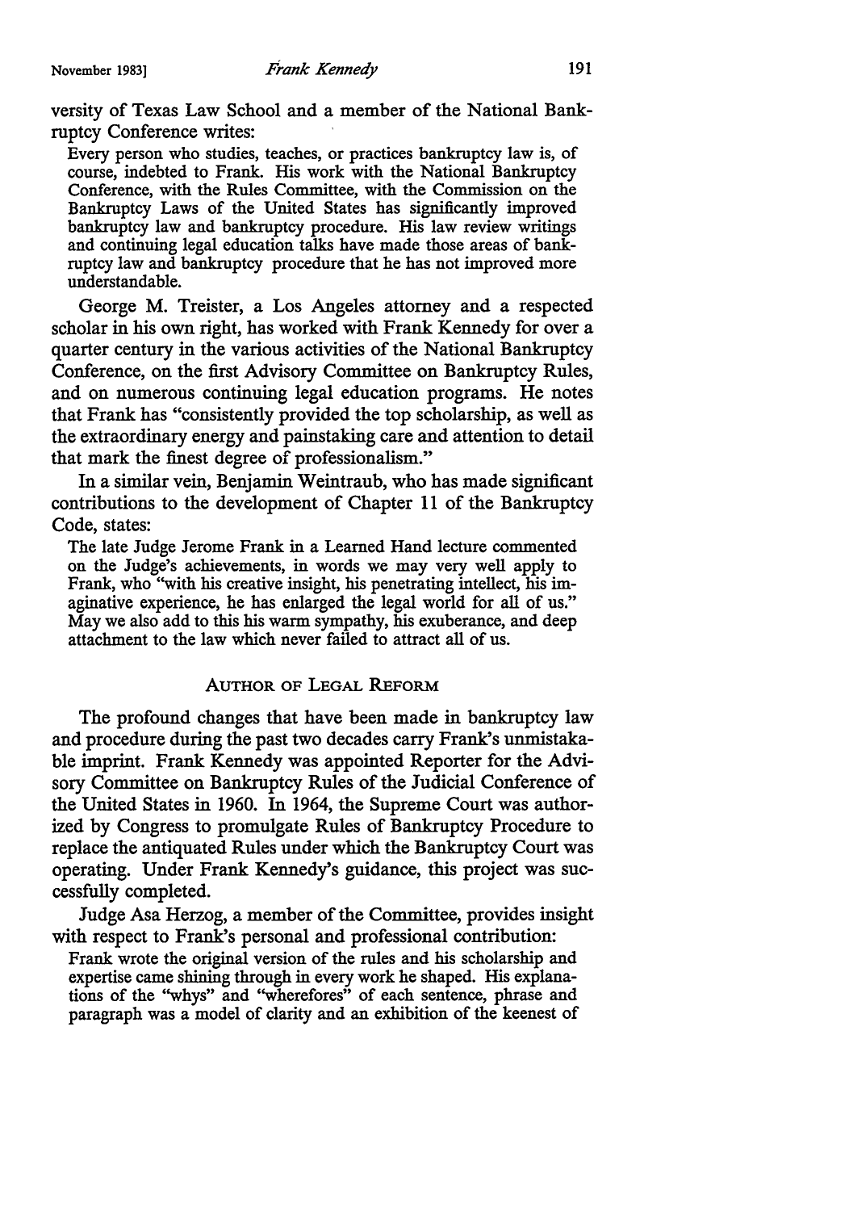versity of Texas Law School and a member of the National Bankruptcy Conference writes:

> Every person who studies, teaches, or practices bankruptcy law is, of course, indebted to Frank. His work with the National Bankruptcy Conference, with the Rules Committee, with the Commission on the Bankruptcy Laws of the United States has significantly improved bankruptcy law and bankruptcy procedure. His law review writings and continuing legal education talks have made those areas of bankruptcy law and bankruptcy procedure that he has not improved more understandable.

George M. Treister, a Los Angeles attorney and a respected scholar in his own right, has worked with Frank Kennedy for over a quarter century in the various activities of the National Bankruptcy Conference, on the first Advisory Committee on Bankruptcy Rules, and on numerous continuing legal education programs. He notes that Frank has "consistently provided the top scholarship, as well as the extraordinary energy and painstaking care and attention to detail that mark the finest degree of professionalism."

In a similar vein, Benjamin Weintraub, who has made significant contributions to the development of Chapter 11 of the Bankruptcy Code, states:

> The late Judge Jerome Frank in a Learned Hand lecture commented on the Judge's achievements, in words we may very well apply to Frank, who "with his creative insight, his penetrating intellect, his imaginative experience, he has enlarged the legal world for all of us." May we also add to this his warm sympathy, his exuberance, and deep attachment to the law which never failed to attract all of us.

## AUTHOR OF LEGAL REFORM

The profound changes that have been made in bankruptcy law and procedure during the past two decades carry Frank's unmistakable imprint. Frank Kennedy was appointed Reporter for the Advisory Committee on Bankruptcy Rules of the Judicial Conference of the United States in 1960. In 1964, the Supreme Court was authorized by Congress to promulgate Rules of Bankruptcy Procedure to replace the antiquated Rules under which the Bankruptcy Court was operating. Under Frank Kennedy's guidance, this project was successfully completed.

Judge Asa Herzog, a member of the Committee, provides insight with respect to Frank's personal and professional contribution:

> Frank wrote the original version of the rules and his scholarship and expertise came shining through in every work he shaped. His explanations of the "whys" and "wherefores" of each sentence, phrase and paragraph was a model of clarity and an exhibition of the keenest of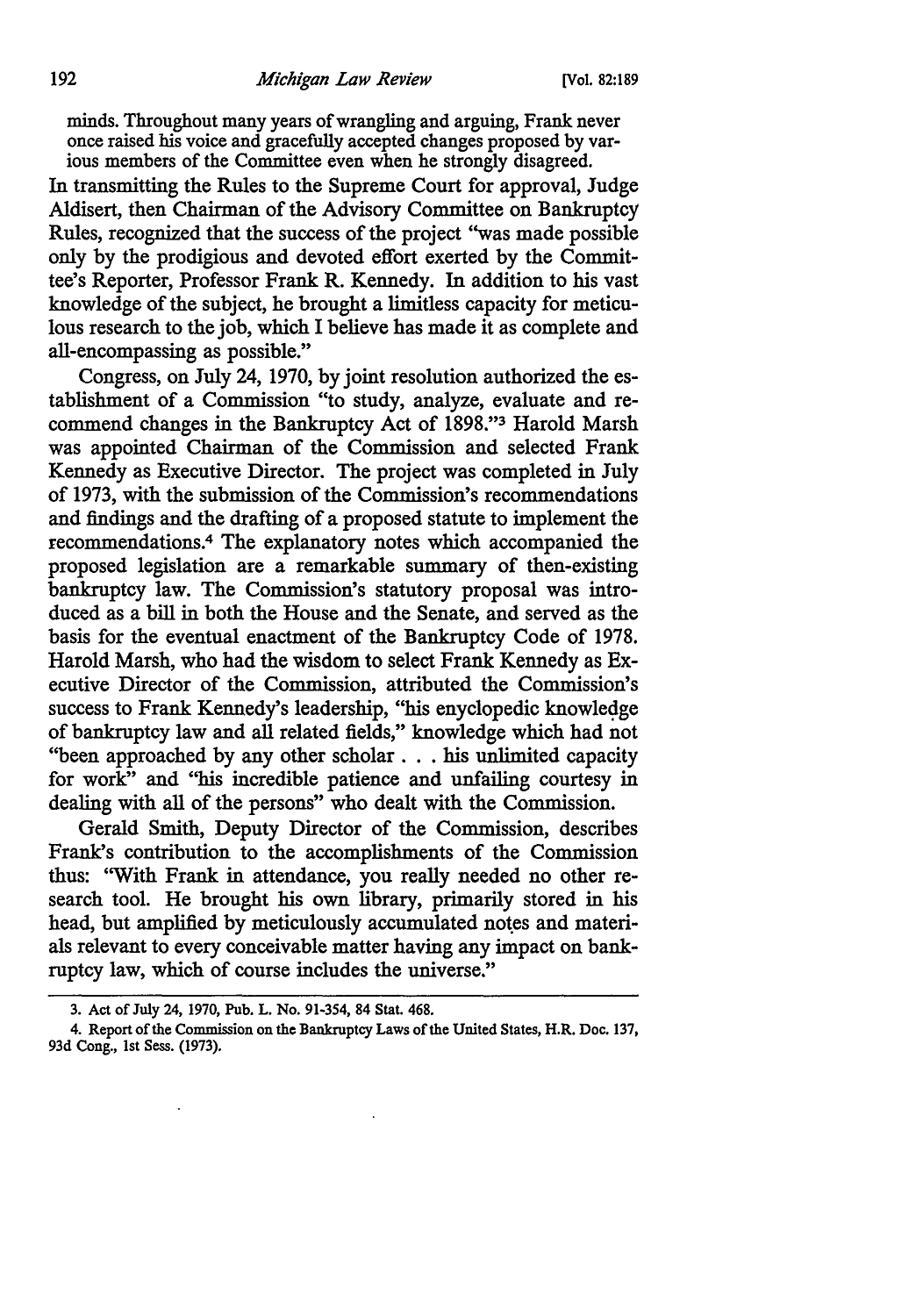minds. Throughout many years of wrangling and arguing, Frank never once raised his voice and gracefully accepted changes proposed by various members of the Committee even when he strongly disagreed.

In transmitting the Rules to the Supreme Court for approval, Judge Aldisert, then Chairman of the Advisory Committee on Bankruptcy Rules, recognized that the success of the project "was made possible only by the prodigious and devoted effort exerted by the Committee's Reporter, Professor Frank R. Kennedy. In addition to his vast knowledge of the subject, he brought a limitless capacity for meticulous research to the job, which I believe has made it as complete and all-encompassing as possible."

Congress, on July 24, 1970, by joint resolution authorized the establishment of a Commission "to study, analyze, evaluate and recommend changes in the Bankruptcy Act of 1898."[3] Harold Marsh was appointed Chairman of the Commission and selected Frank Kennedy as Executive Director. The project was completed in July of 1973, with the submission of the Commission's recommendations and findings and the drafting of a proposed statute to implement the recommendations.[4] The explanatory notes which accompanied the proposed legislation are a remarkable summary of then-existing bankruptcy law. The Commission's statutory proposal was introduced as a bill in both the House and the Senate, and served as the basis for the eventual enactment of the Bankruptcy Code of 1978. Harold Marsh, who had the wisdom to select Frank Kennedy as Executive Director of the Commission, attributed the Commission's success to Frank Kennedy's leadership, "his enyclopedic knowledge of bankruptcy law and all related fields," knowledge which had not "been approached by any other scholar . . . his unlimited capacity for work" and "his incredible patience and unfailing courtesy in dealing with all of the persons" who dealt with the Commission.

Gerald Smith, Deputy Director of the Commission, describes Frank's contribution to the accomplishments of the Commission thus: "With Frank in attendance, you really needed no other research tool. He brought his own library, primarily stored in his head, but amplified by meticulously accumulated notes and materials relevant to every conceivable matter having any impact on bankruptcy law, which of course includes the universe."

---

3. Act of July 24, 1970, Pub. L. No. 91-354, 84 Stat. 468.

4. Report of the Commission on the Bankruptcy Laws of the United States, H.R. Doc. 137, 93d Cong., 1st Sess. (1973).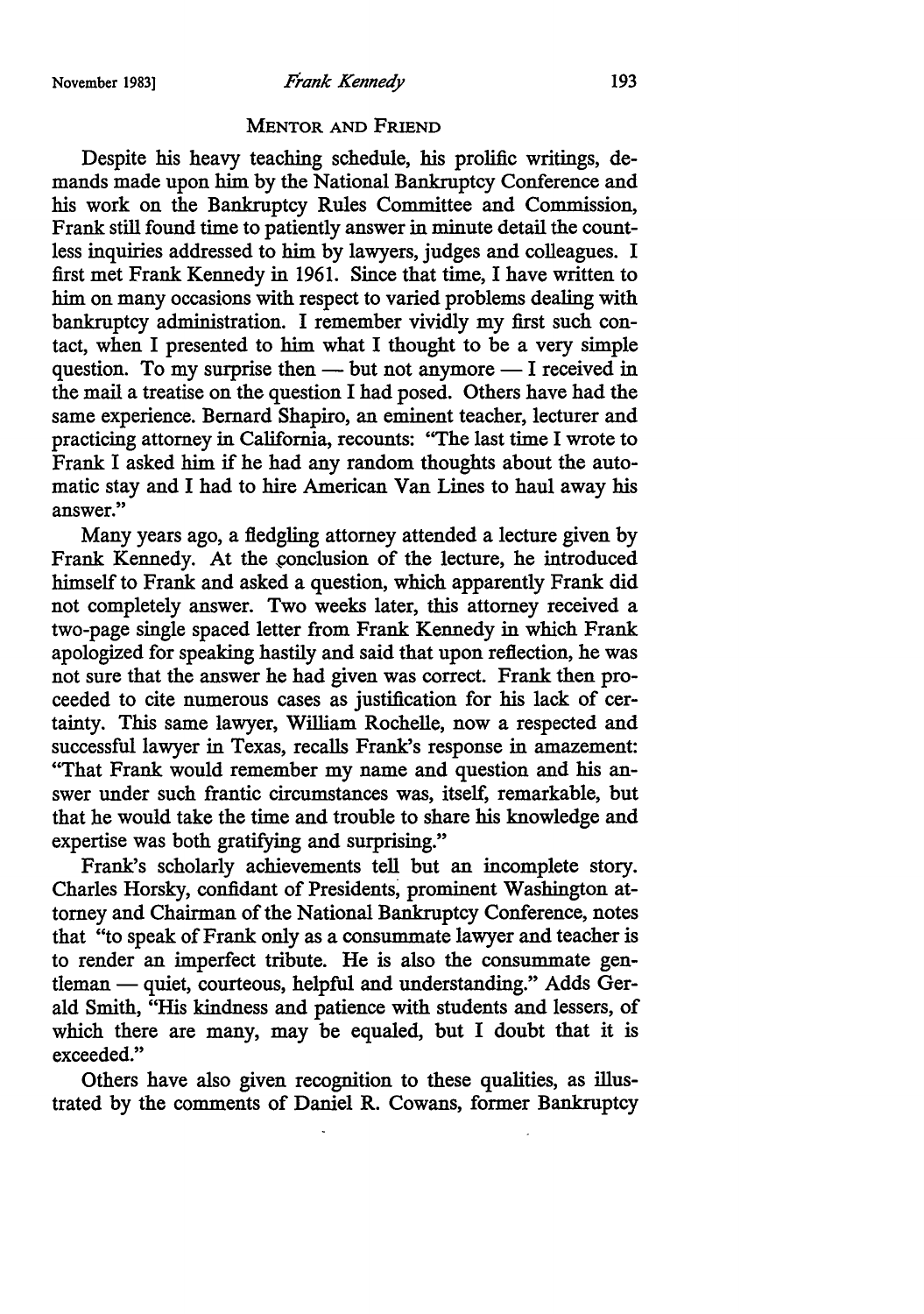## MENTOR AND FRIEND

Despite his heavy teaching schedule, his prolific writings, demands made upon him by the National Bankruptcy Conference and his work on the Bankruptcy Rules Committee and Commission, Frank still found time to patiently answer in minute detail the countless inquiries addressed to him by lawyers, judges and colleagues. I first met Frank Kennedy in 1961. Since that time, I have written to him on many occasions with respect to varied problems dealing with bankruptcy administration. I remember vividly my first such contact, when I presented to him what I thought to be a very simple question. To my surprise then — but not anymore — I received in the mail a treatise on the question I had posed. Others have had the same experience. Bernard Shapiro, an eminent teacher, lecturer and practicing attorney in California, recounts: "The last time I wrote to Frank I asked him if he had any random thoughts about the automatic stay and I had to hire American Van Lines to haul away his answer."

Many years ago, a fledgling attorney attended a lecture given by Frank Kennedy. At the conclusion of the lecture, he introduced himself to Frank and asked a question, which apparently Frank did not completely answer. Two weeks later, this attorney received a two-page single spaced letter from Frank Kennedy in which Frank apologized for speaking hastily and said that upon reflection, he was not sure that the answer he had given was correct. Frank then proceeded to cite numerous cases as justification for his lack of certainty. This same lawyer, William Rochelle, now a respected and successful lawyer in Texas, recalls Frank's response in amazement: "That Frank would remember my name and question and his answer under such frantic circumstances was, itself, remarkable, but that he would take the time and trouble to share his knowledge and expertise was both gratifying and surprising."

Frank's scholarly achievements tell but an incomplete story. Charles Horsky, confidant of Presidents, prominent Washington attorney and Chairman of the National Bankruptcy Conference, notes that "to speak of Frank only as a consummate lawyer and teacher is to render an imperfect tribute. He is also the consummate gentleman — quiet, courteous, helpful and understanding." Adds Gerald Smith, "His kindness and patience with students and lessers, of which there are many, may be equaled, but I doubt that it is exceeded."

Others have also given recognition to these qualities, as illustrated by the comments of Daniel R. Cowans, former Bankruptcy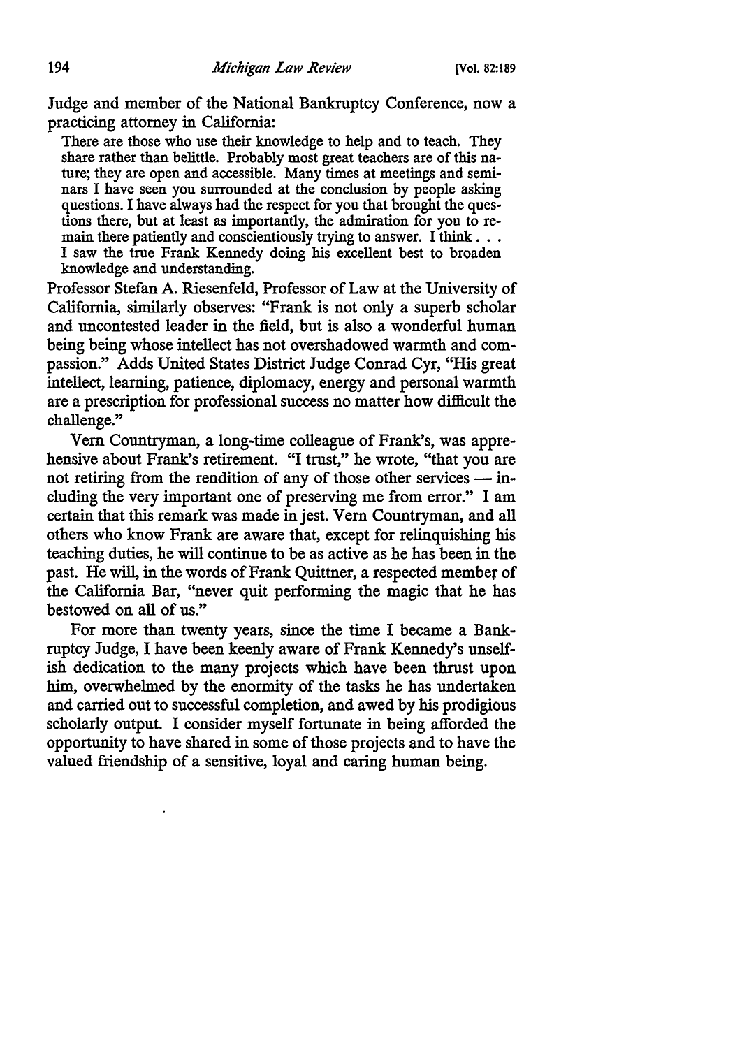Judge and member of the National Bankruptcy Conference, now a practicing attorney in California:

> There are those who use their knowledge to help and to teach. They share rather than belittle. Probably most great teachers are of this nature; they are open and accessible. Many times at meetings and seminars I have seen you surrounded at the conclusion by people asking questions. I have always had the respect for you that brought the questions there, but at least as importantly, the admiration for you to remain there patiently and conscientiously trying to answer. I think . . . I saw the true Frank Kennedy doing his excellent best to broaden knowledge and understanding.

Professor Stefan A. Riesenfeld, Professor of Law at the University of California, similarly observes: "Frank is not only a superb scholar and uncontested leader in the field, but is also a wonderful human being being whose intellect has not overshadowed warmth and compassion." Adds United States District Judge Conrad Cyr, "His great intellect, learning, patience, diplomacy, energy and personal warmth are a prescription for professional success no matter how difficult the challenge."

Vern Countryman, a long-time colleague of Frank's, was apprehensive about Frank's retirement. "I trust," he wrote, "that you are not retiring from the rendition of any of those other services — including the very important one of preserving me from error." I am certain that this remark was made in jest. Vern Countryman, and all others who know Frank are aware that, except for relinquishing his teaching duties, he will continue to be as active as he has been in the past. He will, in the words of Frank Quittner, a respected member of the California Bar, "never quit performing the magic that he has bestowed on all of us."

For more than twenty years, since the time I became a Bankruptcy Judge, I have been keenly aware of Frank Kennedy's unselfish dedication to the many projects which have been thrust upon him, overwhelmed by the enormity of the tasks he has undertaken and carried out to successful completion, and awed by his prodigious scholarly output. I consider myself fortunate in being afforded the opportunity to have shared in some of those projects and to have the valued friendship of a sensitive, loyal and caring human being.